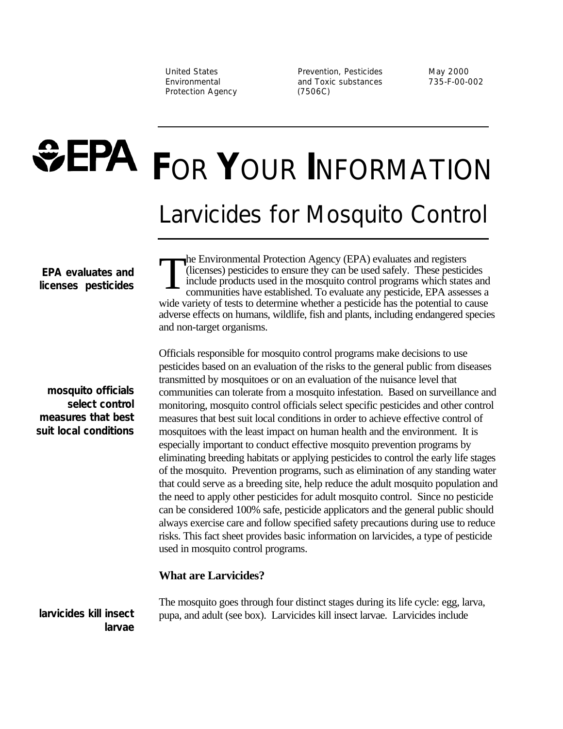United States Environmental Protection Agency

Prevention, Pesticides and Toxic substances (7506C)

May 2000
735-F-00-002

# EPA FOR YOUR INFORMATION

## Larvicides for Mosquito Control

**EPA evaluates and licenses pesticides**

The Environmental Protection Agency (EPA) evaluates and registers (licenses) pesticides to ensure they can be used safely. These pesticides include products used in the mosquito control programs which states and communities have established. To evaluate any pesticide, EPA assesses a wide variety of tests to determine whether a pesticide has the potential to cause adverse effects on humans, wildlife, fish and plants, including endangered species and non-target organisms.

**mosquito officials select control measures that best suit local conditions**

Officials responsible for mosquito control programs make decisions to use pesticides based on an evaluation of the risks to the general public from diseases transmitted by mosquitoes or on an evaluation of the nuisance level that communities can tolerate from a mosquito infestation. Based on surveillance and monitoring, mosquito control officials select specific pesticides and other control measures that best suit local conditions in order to achieve effective control of mosquitoes with the least impact on human health and the environment. It is especially important to conduct effective mosquito prevention programs by eliminating breeding habitats or applying pesticides to control the early life stages of the mosquito. Prevention programs, such as elimination of any standing water that could serve as a breeding site, help reduce the adult mosquito population and the need to apply other pesticides for adult mosquito control. Since no pesticide can be considered 100% safe, pesticide applicators and the general public should always exercise care and follow specified safety precautions during use to reduce risks. This fact sheet provides basic information on larvicides, a type of pesticide used in mosquito control programs.

### What are Larvicides?

**larvicides kill insect larvae**

The mosquito goes through four distinct stages during its life cycle: egg, larva, pupa, and adult (see box). Larvicides kill insect larvae. Larvicides include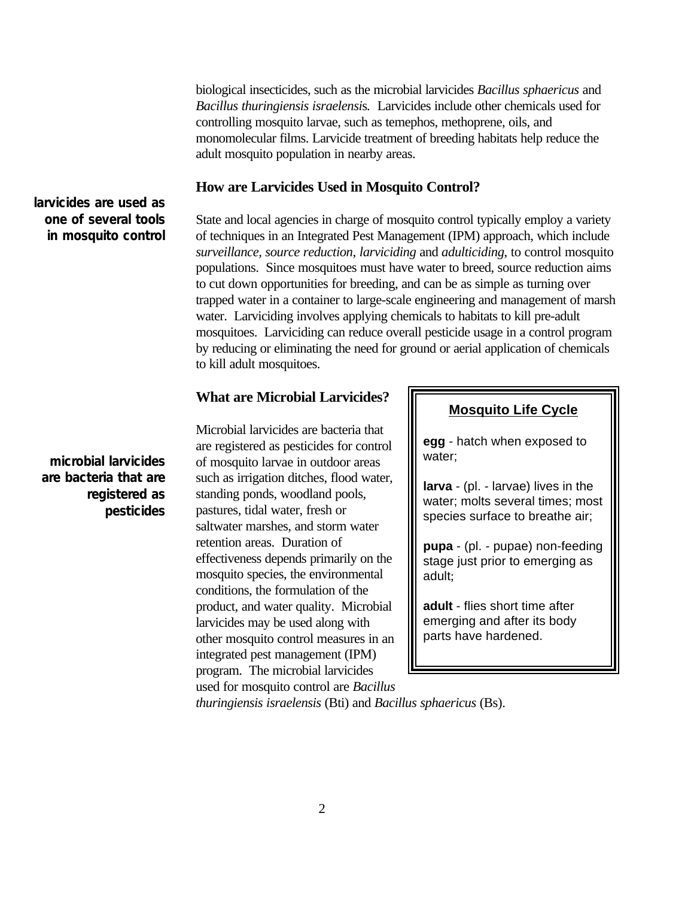biological insecticides, such as the microbial larvicides *Bacillus sphaericus* and *Bacillus thuringiensis israelensis*. Larvicides include other chemicals used for controlling mosquito larvae, such as temephos, methoprene, oils, and monomolecular films. Larvicide treatment of breeding habitats help reduce the adult mosquito population in nearby areas.

### How are Larvicides Used in Mosquito Control?

**larvicides are used as one of several tools in mosquito control**

State and local agencies in charge of mosquito control typically employ a variety of techniques in an Integrated Pest Management (IPM) approach, which include *surveillance*, *source reduction*, *larviciding* and *adulticiding*, to control mosquito populations. Since mosquitoes must have water to breed, source reduction aims to cut down opportunities for breeding, and can be as simple as turning over trapped water in a container to large-scale engineering and management of marsh water. Larviciding involves applying chemicals to habitats to kill pre-adult mosquitoes. Larviciding can reduce overall pesticide usage in a control program by reducing or eliminating the need for ground or aerial application of chemicals to kill adult mosquitoes.

### What are Microbial Larvicides?

**microbial larvicides are bacteria that are registered as pesticides**

Microbial larvicides are bacteria that are registered as pesticides for control of mosquito larvae in outdoor areas such as irrigation ditches, flood water, standing ponds, woodland pools, pastures, tidal water, fresh or saltwater marshes, and storm water retention areas. Duration of effectiveness depends primarily on the mosquito species, the environmental conditions, the formulation of the product, and water quality. Microbial larvicides may be used along with other mosquito control measures in an integrated pest management (IPM) program. The microbial larvicides used for mosquito control are *Bacillus thuringiensis israelensis* (Bti) and *Bacillus sphaericus* (Bs).

> **Mosquito Life Cycle**
>
> **egg** - hatch when exposed to water;
>
> **larva** - (pl. - larvae) lives in the water; molts several times; most species surface to breathe air;
>
> **pupa** - (pl. - pupae) non-feeding stage just prior to emerging as adult;
>
> **adult** - flies short time after emerging and after its body parts have hardened.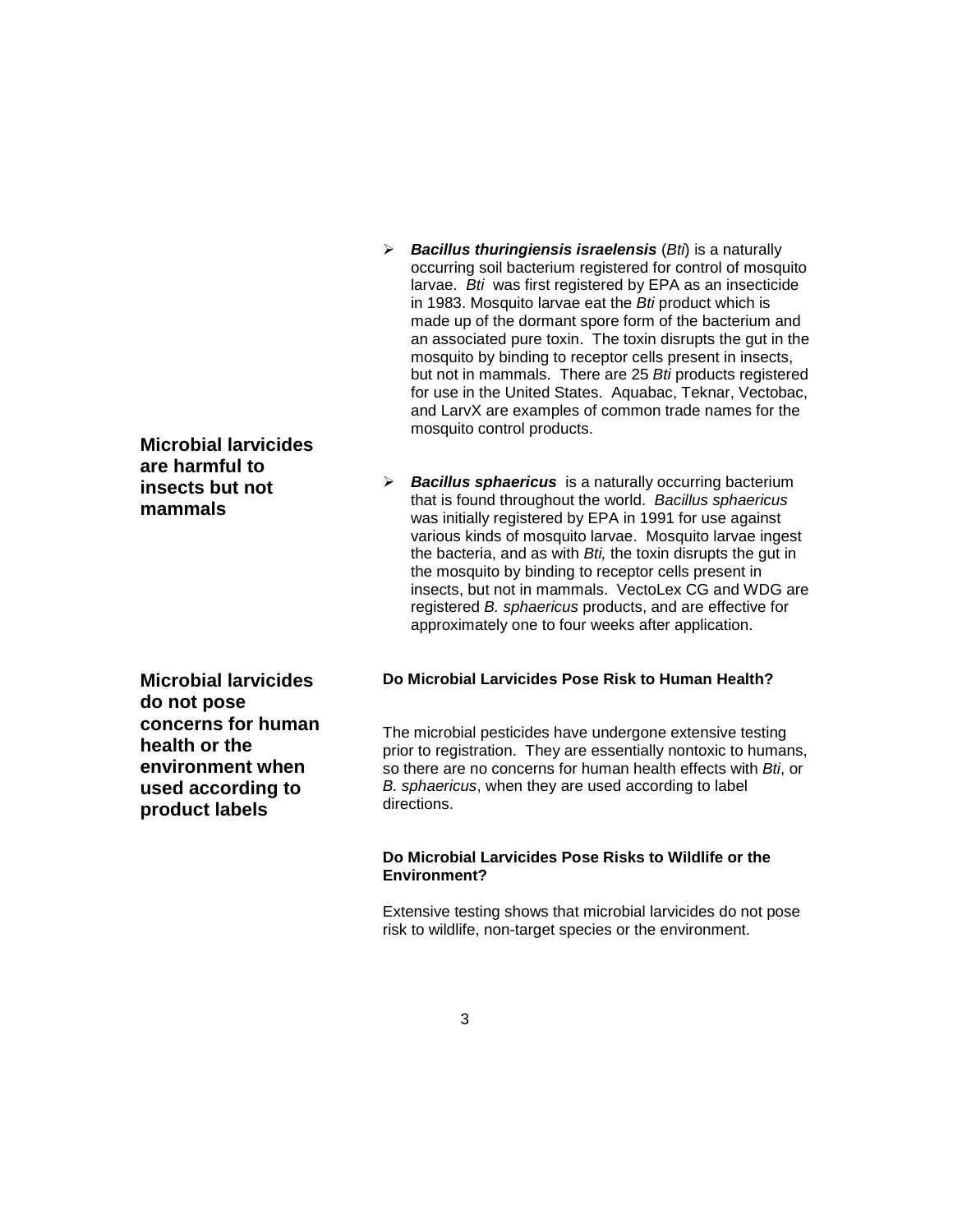- ***Bacillus thuringiensis israelensis*** (*Bti*) is a naturally occurring soil bacterium registered for control of mosquito larvae. *Bti* was first registered by EPA as an insecticide in 1983. Mosquito larvae eat the *Bti* product which is made up of the dormant spore form of the bacterium and an associated pure toxin. The toxin disrupts the gut in the mosquito by binding to receptor cells present in insects, but not in mammals. There are 25 *Bti* products registered for use in the United States. Aquabac, Teknar, Vectobac, and LarvX are examples of common trade names for the mosquito control products.

**Microbial larvicides are harmful to insects but not mammals**

- ***Bacillus sphaericus*** is a naturally occurring bacterium that is found throughout the world. *Bacillus sphaericus* was initially registered by EPA in 1991 for use against various kinds of mosquito larvae. Mosquito larvae ingest the bacteria, and as with *Bti,* the toxin disrupts the gut in the mosquito by binding to receptor cells present in insects, but not in mammals. VectoLex CG and WDG are registered *B. sphaericus* products, and are effective for approximately one to four weeks after application.

**Microbial larvicides do not pose concerns for human health or the environment when used according to product labels**

#### Do Microbial Larvicides Pose Risk to Human Health?

The microbial pesticides have undergone extensive testing prior to registration. They are essentially nontoxic to humans, so there are no concerns for human health effects with *Bti*, or *B. sphaericus*, when they are used according to label directions.

#### Do Microbial Larvicides Pose Risks to Wildlife or the Environment?

Extensive testing shows that microbial larvicides do not pose risk to wildlife, non-target species or the environment.